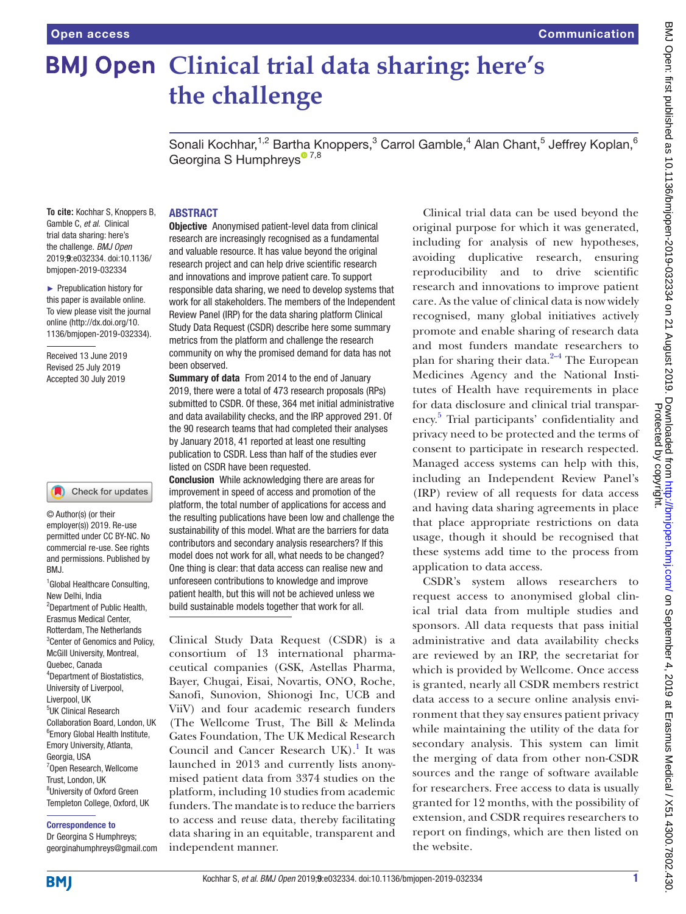Open access

Communication

# Clinical trial data sharing: here's the challenge

Sonali Kochhar,[1,2] Bartha Knoppers,[3] Carrol Gamble,[4] Alan Chant,[5] Jeffrey Koplan,[6] Georgina S Humphreys[7,8]

**To cite:** Kochhar S, Knoppers B, Gamble C, *et al*. Clinical trial data sharing: here's the challenge. *BMJ Open* 2019;**9**:e032334. doi:10.1136/bmjopen-2019-032334

► Prepublication history for this paper is available online. To view please visit the journal online (http://dx.doi.org/10.1136/bmjopen-2019-032334).

Received 13 June 2019
Revised 25 July 2019
Accepted 30 July 2019

© Author(s) (or their employer(s)) 2019. Re-use permitted under CC BY-NC. No commercial re-use. See rights and permissions. Published by BMJ.

[1]Global Healthcare Consulting, New Delhi, India
[2]Department of Public Health, Erasmus Medical Center, Rotterdam, The Netherlands
[3]Center of Genomics and Policy, McGill University, Montreal, Quebec, Canada
[4]Department of Biostatistics, University of Liverpool, Liverpool, UK
[5]UK Clinical Research Collaboration Board, London, UK
[6]Emory Global Health Institute, Emory University, Atlanta, Georgia, USA
[7]Open Research, Wellcome Trust, London, UK
[8]University of Oxford Green Templeton College, Oxford, UK

**Correspondence to**
Dr Georgina S Humphreys; georginahumphreys@gmail.com

## ABSTRACT

**Objective** Anonymised patient-level data from clinical research are increasingly recognised as a fundamental and valuable resource. It has value beyond the original research project and can help drive scientific research and innovations and improve patient care. To support responsible data sharing, we need to develop systems that work for all stakeholders. The members of the Independent Review Panel (IRP) for the data sharing platform Clinical Study Data Request (CSDR) describe here some summary metrics from the platform and challenge the research community on why the promised demand for data has not been observed.

**Summary of data** From 2014 to the end of January 2019, there were a total of 473 research proposals (RPs) submitted to CSDR. Of these, 364 met initial administrative and data availability checks, and the IRP approved 291. Of the 90 research teams that had completed their analyses by January 2018, 41 reported at least one resulting publication to CSDR. Less than half of the studies ever listed on CSDR have been requested.

**Conclusion** While acknowledging there are areas for improvement in speed of access and promotion of the platform, the total number of applications for access and the resulting publications have been low and challenge the sustainability of this model. What are the barriers for data contributors and secondary analysis researchers? If this model does not work for all, what needs to be changed? One thing is clear: that data access can realise new and unforeseen contributions to knowledge and improve patient health, but this will not be achieved unless we build sustainable models together that work for all.

Clinical Study Data Request (CSDR) is a consortium of 13 international pharmaceutical companies (GSK, Astellas Pharma, Bayer, Chugai, Eisai, Novartis, ONO, Roche, Sanofi, Sunovion, Shionogi Inc, UCB and ViiV) and four academic research funders (The Wellcome Trust, The Bill & Melinda Gates Foundation, The UK Medical Research Council and Cancer Research UK).[1] It was launched in 2013 and currently lists anonymised patient data from 3374 studies on the platform, including 10 studies from academic funders. The mandate is to reduce the barriers to access and reuse data, thereby facilitating data sharing in an equitable, transparent and independent manner.

Clinical trial data can be used beyond the original purpose for which it was generated, including for analysis of new hypotheses, avoiding duplicative research, ensuring reproducibility and to drive scientific research and innovations to improve patient care. As the value of clinical data is now widely recognised, many global initiatives actively promote and enable sharing of research data and most funders mandate researchers to plan for sharing their data.[2–4] The European Medicines Agency and the National Institutes of Health have requirements in place for data disclosure and clinical trial transparency.[5] Trial participants' confidentiality and privacy need to be protected and the terms of consent to participate in research respected. Managed access systems can help with this, including an Independent Review Panel's (IRP) review of all requests for data access and having data sharing agreements in place that place appropriate restrictions on data usage, though it should be recognised that these systems add time to the process from application to data access.

CSDR's system allows researchers to request access to anonymised global clinical trial data from multiple studies and sponsors. All data requests that pass initial administrative and data availability checks are reviewed by an IRP, the secretariat for which is provided by Wellcome. Once access is granted, nearly all CSDR members restrict data access to a secure online analysis environment that they say ensures patient privacy while maintaining the utility of the data for secondary analysis. This system can limit the merging of data from other non-CSDR sources and the range of software available for researchers. Free access to data is usually granted for 12 months, with the possibility of extension, and CSDR requires researchers to report on findings, which are then listed on the website.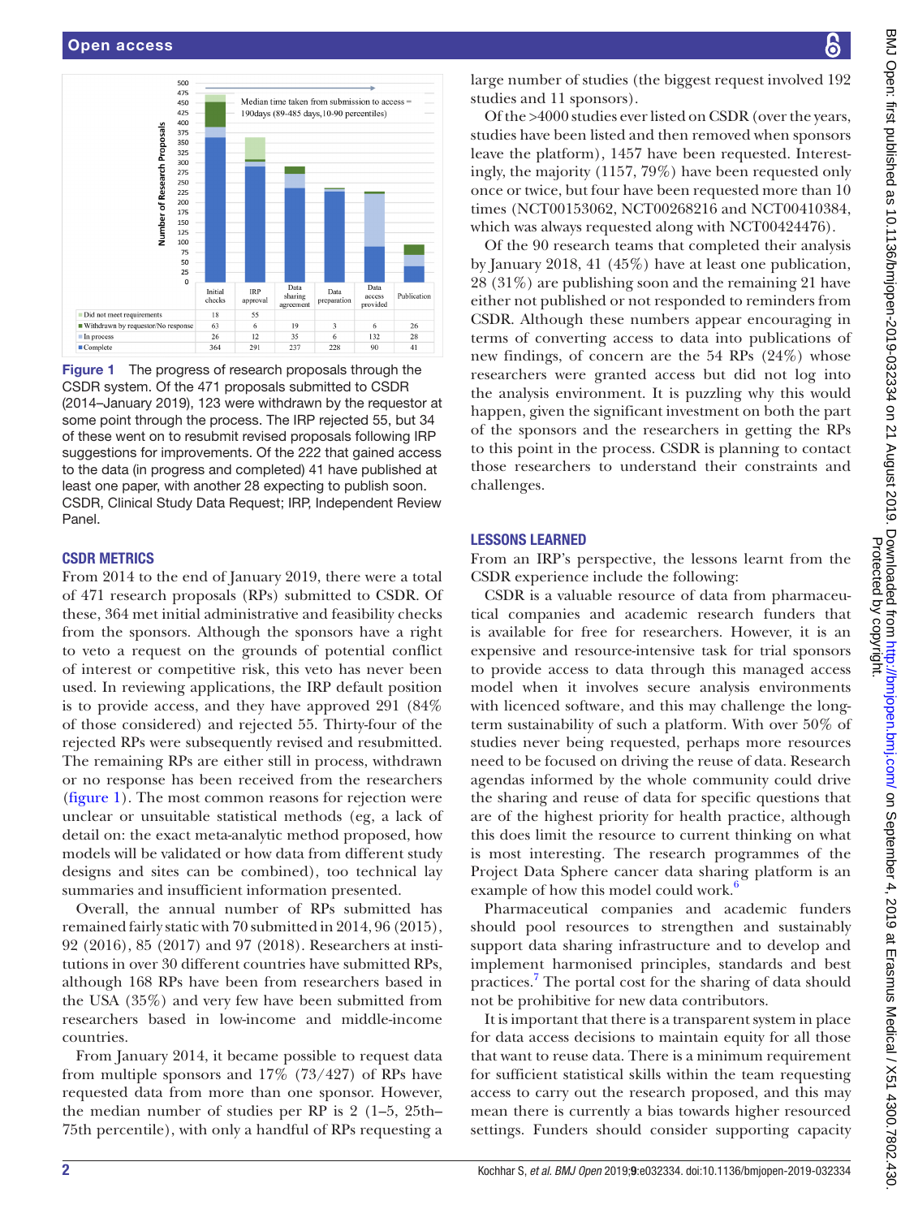Number of Research Proposals

500
475
450
425
400
375
350
325
300
275
250
225
200
175
150
125
100
75
50
25
0

Median time taken from submission to access = 190days (89-485 days,10-90 percentiles)

| | Initial checks | IRP approval | Data sharing agreement | Data preparation | Data access provided | Publication |
|---|---|---|---|---|---|---|
| Did not meet requirements | 18 | 55 | | | | |
| Withdrawn by requestor/No response | 63 | 6 | 19 | 3 | 6 | 26 |
| In process | 26 | 12 | 35 | 6 | 132 | 28 |
| Complete | 364 | 291 | 237 | 228 | 90 | 41 |

**Figure 1** The progress of research proposals through the CSDR system. Of the 471 proposals submitted to CSDR (2014–January 2019), 123 were withdrawn by the requestor at some point through the process. The IRP rejected 55, but 34 of these went on to resubmit revised proposals following IRP suggestions for improvements. Of the 222 that gained access to the data (in progress and completed) 41 have published at least one paper, with another 28 expecting to publish soon. CSDR, Clinical Study Data Request; IRP, Independent Review Panel.

## CSDR METRICS

From 2014 to the end of January 2019, there were a total of 471 research proposals (RPs) submitted to CSDR. Of these, 364 met initial administrative and feasibility checks from the sponsors. Although the sponsors have a right to veto a request on the grounds of potential conflict of interest or competitive risk, this veto has never been used. In reviewing applications, the IRP default position is to provide access, and they have approved 291 (84% of those considered) and rejected 55. Thirty-four of the rejected RPs were subsequently revised and resubmitted. The remaining RPs are either still in process, withdrawn or no response has been received from the researchers (figure 1). The most common reasons for rejection were unclear or unsuitable statistical methods (eg, a lack of detail on: the exact meta-analytic method proposed, how models will be validated or how data from different study designs and sites can be combined), too technical lay summaries and insufficient information presented.

Overall, the annual number of RPs submitted has remained fairly static with 70 submitted in 2014, 96 (2015), 92 (2016), 85 (2017) and 97 (2018). Researchers at institutions in over 30 different countries have submitted RPs, although 168 RPs have been from researchers based in the USA (35%) and very few have been submitted from researchers based in low-income and middle-income countries.

From January 2014, it became possible to request data from multiple sponsors and 17% (73/427) of RPs have requested data from more than one sponsor. However, the median number of studies per RP is 2 (1–5, 25th–75th percentile), with only a handful of RPs requesting a large number of studies (the biggest request involved 192 studies and 11 sponsors).

Of the >4000 studies ever listed on CSDR (over the years, studies have been listed and then removed when sponsors leave the platform), 1457 have been requested. Interestingly, the majority (1157, 79%) have been requested only once or twice, but four have been requested more than 10 times (NCT00153062, NCT00268216 and NCT00410384, which was always requested along with NCT00424476).

Of the 90 research teams that completed their analysis by January 2018, 41 (45%) have at least one publication, 28 (31%) are publishing soon and the remaining 21 have either not published or not responded to reminders from CSDR. Although these numbers appear encouraging in terms of converting access to data into publications of new findings, of concern are the 54 RPs (24%) whose researchers were granted access but did not log into the analysis environment. It is puzzling why this would happen, given the significant investment on both the part of the sponsors and the researchers in getting the RPs to this point in the process. CSDR is planning to contact those researchers to understand their constraints and challenges.

## LESSONS LEARNED

From an IRP's perspective, the lessons learnt from the CSDR experience include the following:

CSDR is a valuable resource of data from pharmaceutical companies and academic research funders that is available for free for researchers. However, it is an expensive and resource-intensive task for trial sponsors to provide access to data through this managed access model when it involves secure analysis environments with licenced software, and this may challenge the long-term sustainability of such a platform. With over 50% of studies never being requested, perhaps more resources need to be focused on driving the reuse of data. Research agendas informed by the whole community could drive the sharing and reuse of data for specific questions that are of the highest priority for health practice, although this does limit the resource to current thinking on what is most interesting. The research programmes of the Project Data Sphere cancer data sharing platform is an example of how this model could work.[6]

Pharmaceutical companies and academic funders should pool resources to strengthen and sustainably support data sharing infrastructure and to develop and implement harmonised principles, standards and best practices.[7] The portal cost for the sharing of data should not be prohibitive for new data contributors.

It is important that there is a transparent system in place for data access decisions to maintain equity for all those that want to reuse data. There is a minimum requirement for sufficient statistical skills within the team requesting access to carry out the research proposed, and this may mean there is currently a bias towards higher resourced settings. Funders should consider supporting capacity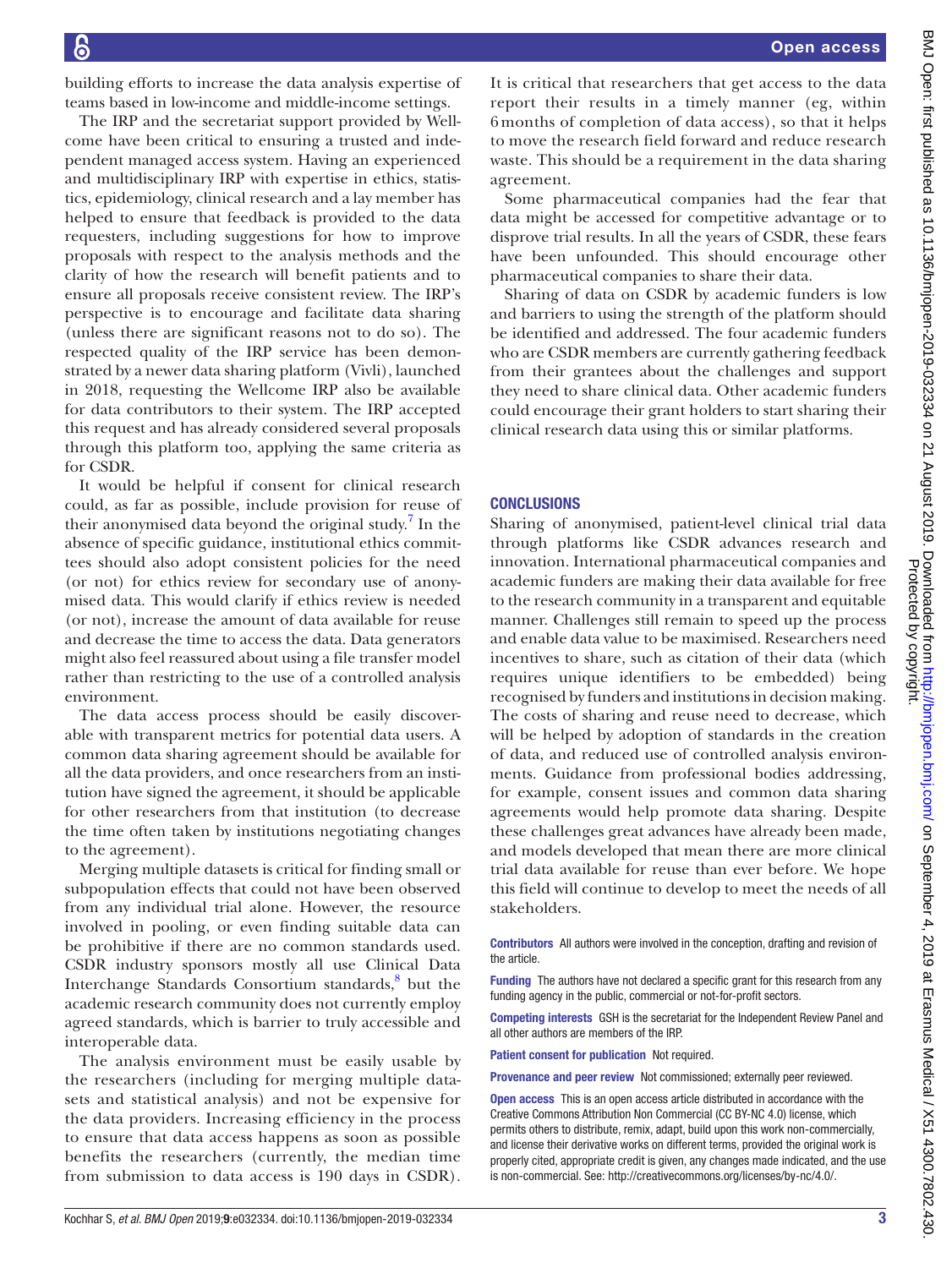building efforts to increase the data analysis expertise of teams based in low-income and middle-income settings.

The IRP and the secretariat support provided by Wellcome have been critical to ensuring a trusted and independent managed access system. Having an experienced and multidisciplinary IRP with expertise in ethics, statistics, epidemiology, clinical research and a lay member has helped to ensure that feedback is provided to the data requesters, including suggestions for how to improve proposals with respect to the analysis methods and the clarity of how the research will benefit patients and to ensure all proposals receive consistent review. The IRP's perspective is to encourage and facilitate data sharing (unless there are significant reasons not to do so). The respected quality of the IRP service has been demonstrated by a newer data sharing platform (Vivli), launched in 2018, requesting the Wellcome IRP also be available for data contributors to their system. The IRP accepted this request and has already considered several proposals through this platform too, applying the same criteria as for CSDR.

It would be helpful if consent for clinical research could, as far as possible, include provision for reuse of their anonymised data beyond the original study.[7] In the absence of specific guidance, institutional ethics committees should also adopt consistent policies for the need (or not) for ethics review for secondary use of anonymised data. This would clarify if ethics review is needed (or not), increase the amount of data available for reuse and decrease the time to access the data. Data generators might also feel reassured about using a file transfer model rather than restricting to the use of a controlled analysis environment.

The data access process should be easily discoverable with transparent metrics for potential data users. A common data sharing agreement should be available for all the data providers, and once researchers from an institution have signed the agreement, it should be applicable for other researchers from that institution (to decrease the time often taken by institutions negotiating changes to the agreement).

Merging multiple datasets is critical for finding small or subpopulation effects that could not have been observed from any individual trial alone. However, the resource involved in pooling, or even finding suitable data can be prohibitive if there are no common standards used. CSDR industry sponsors mostly all use Clinical Data Interchange Standards Consortium standards,[8] but the academic research community does not currently employ agreed standards, which is barrier to truly accessible and interoperable data.

The analysis environment must be easily usable by the researchers (including for merging multiple datasets and statistical analysis) and not be expensive for the data providers. Increasing efficiency in the process to ensure that data access happens as soon as possible benefits the researchers (currently, the median time from submission to data access is 190 days in CSDR). It is critical that researchers that get access to the data report their results in a timely manner (eg, within 6 months of completion of data access), so that it helps to move the research field forward and reduce research waste. This should be a requirement in the data sharing agreement.

Some pharmaceutical companies had the fear that data might be accessed for competitive advantage or to disprove trial results. In all the years of CSDR, these fears have been unfounded. This should encourage other pharmaceutical companies to share their data.

Sharing of data on CSDR by academic funders is low and barriers to using the strength of the platform should be identified and addressed. The four academic funders who are CSDR members are currently gathering feedback from their grantees about the challenges and support they need to share clinical data. Other academic funders could encourage their grant holders to start sharing their clinical research data using this or similar platforms.

## CONCLUSIONS

Sharing of anonymised, patient-level clinical trial data through platforms like CSDR advances research and innovation. International pharmaceutical companies and academic funders are making their data available for free to the research community in a transparent and equitable manner. Challenges still remain to speed up the process and enable data value to be maximised. Researchers need incentives to share, such as citation of their data (which requires unique identifiers to be embedded) being recognised by funders and institutions in decision making. The costs of sharing and reuse need to decrease, which will be helped by adoption of standards in the creation of data, and reduced use of controlled analysis environments. Guidance from professional bodies addressing, for example, consent issues and common data sharing agreements would help promote data sharing. Despite these challenges great advances have already been made, and models developed that mean there are more clinical trial data available for reuse than ever before. We hope this field will continue to develop to meet the needs of all stakeholders.

**Contributors** All authors were involved in the conception, drafting and revision of the article.

**Funding** The authors have not declared a specific grant for this research from any funding agency in the public, commercial or not-for-profit sectors.

**Competing interests** GSH is the secretariat for the Independent Review Panel and all other authors are members of the IRP.

**Patient consent for publication** Not required.

**Provenance and peer review** Not commissioned; externally peer reviewed.

**Open access** This is an open access article distributed in accordance with the Creative Commons Attribution Non Commercial (CC BY-NC 4.0) license, which permits others to distribute, remix, adapt, build upon this work non-commercially, and license their derivative works on different terms, provided the original work is properly cited, appropriate credit is given, any changes made indicated, and the use is non-commercial. See: http://creativecommons.org/licenses/by-nc/4.0/.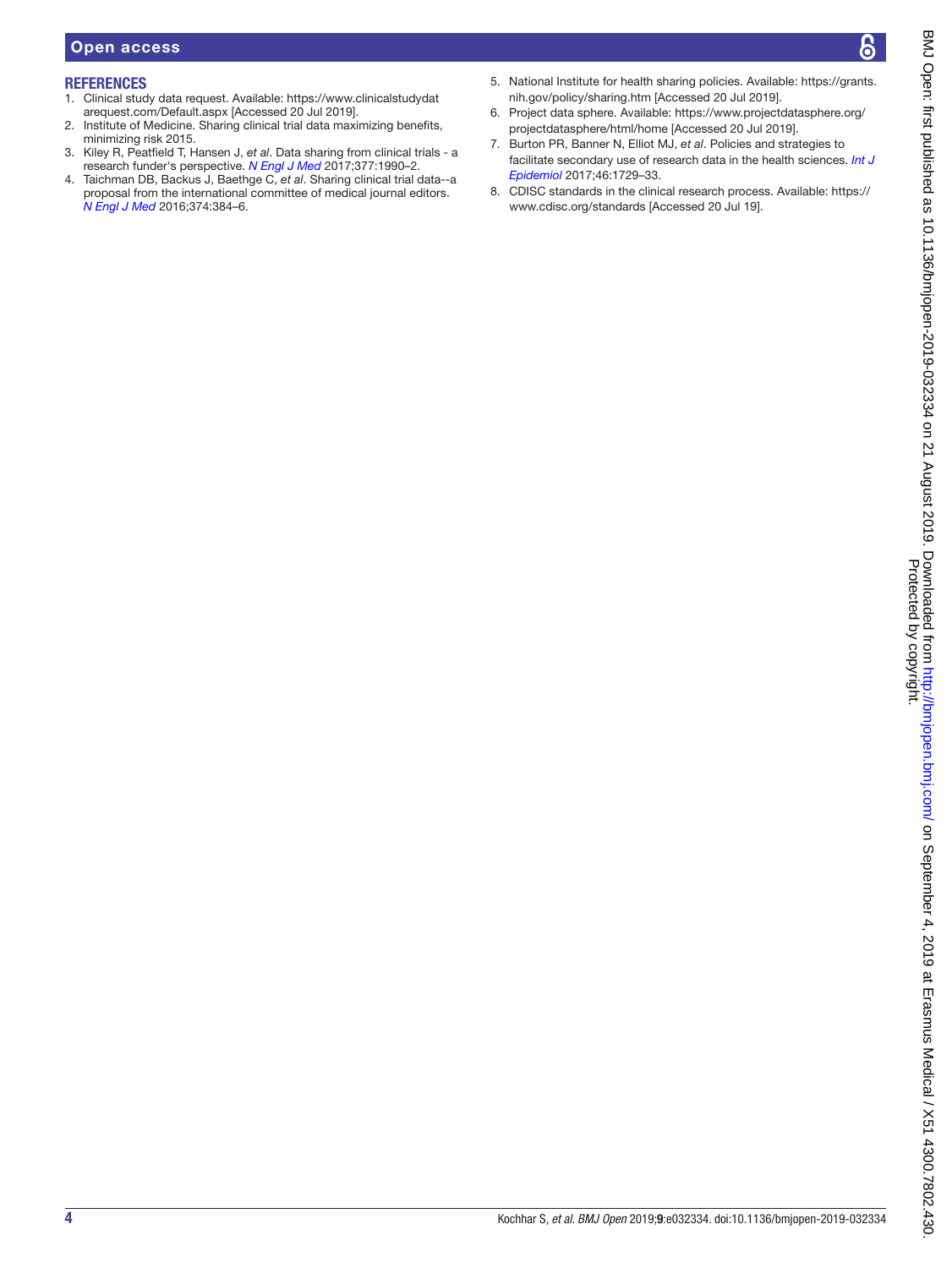## REFERENCES

1. Clinical study data request. Available: https://www.clinicalstudydatarequest.com/Default.aspx [Accessed 20 Jul 2019].
2. Institute of Medicine. Sharing clinical trial data maximizing benefits, minimizing risk 2015.
3. Kiley R, Peatfield T, Hansen J, *et al*. Data sharing from clinical trials - a research funder's perspective. *N Engl J Med* 2017;377:1990–2.
4. Taichman DB, Backus J, Baethge C, *et al*. Sharing clinical trial data--a proposal from the international committee of medical journal editors. *N Engl J Med* 2016;374:384–6.
5. National Institute for health sharing policies. Available: https://grants.nih.gov/policy/sharing.htm [Accessed 20 Jul 2019].
6. Project data sphere. Available: https://www.projectdatasphere.org/projectdatasphere/html/home [Accessed 20 Jul 2019].
7. Burton PR, Banner N, Elliot MJ, *et al*. Policies and strategies to facilitate secondary use of research data in the health sciences. *Int J Epidemiol* 2017;46:1729–33.
8. CDISC standards in the clinical research process. Available: https://www.cdisc.org/standards [Accessed 20 Jul 19].